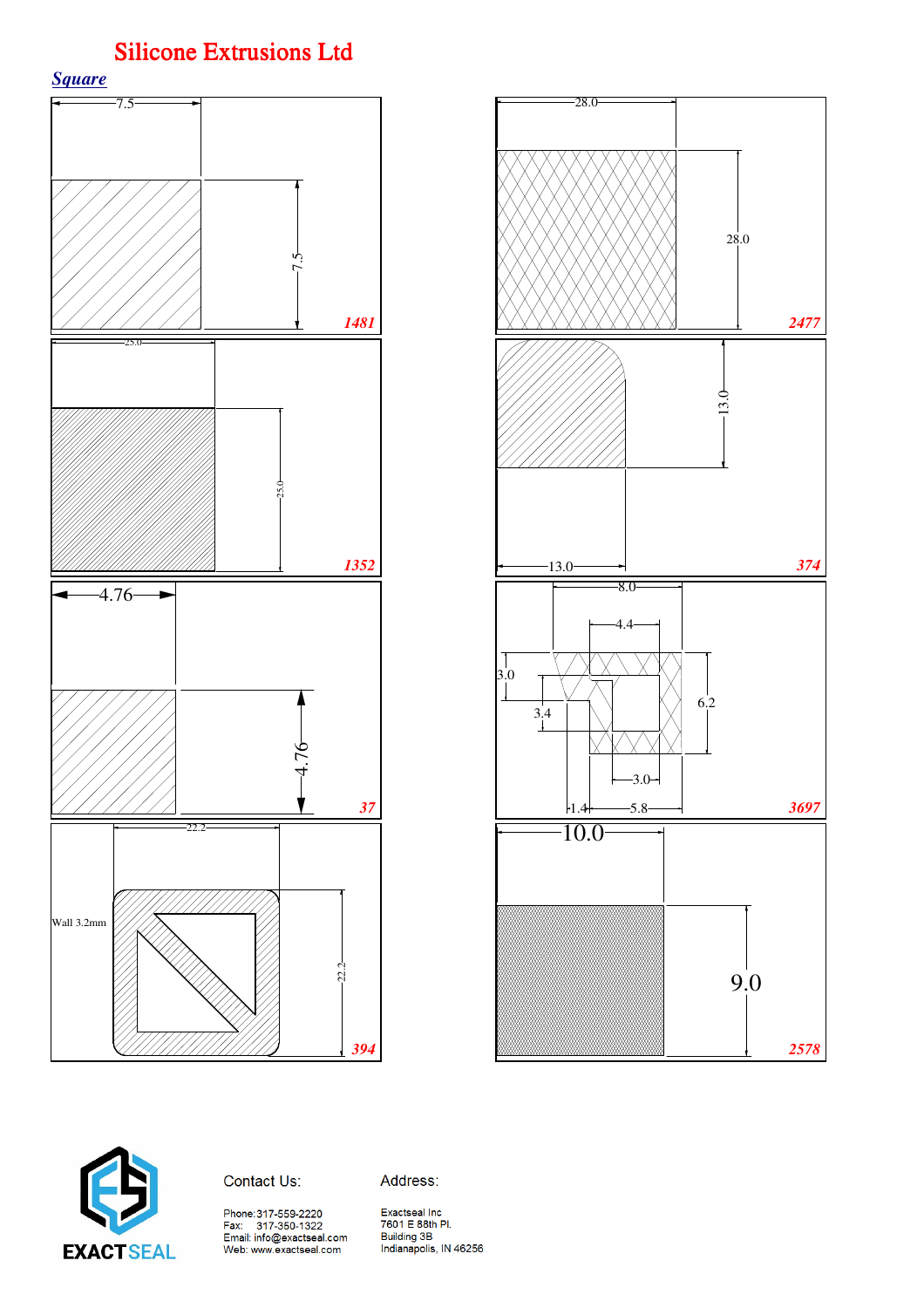# Silicone Extrusions Ltd

## *Square*

7.5

7.5

**1481**

28.0

28.0

**2477**

25.0

25.0

**1352**

13.0

13.0

**374**

4.76

4.76

**37**

8.0

4.4

3.0

3.4

6.2

3.0

1.4

5.8

**3697**

22.2

Wall 3.2mm

22.2

**394**

10.0

9.0

**2578**

EXACTSEAL

Contact Us:

Phone: 317-559-2220
Fax: 317-350-1322
Email: info@exactseal.com
Web: www.exactseal.com

Address:

Exactseal Inc
7601 E 88th Pl.
Building 3B
Indianapolis, IN 46256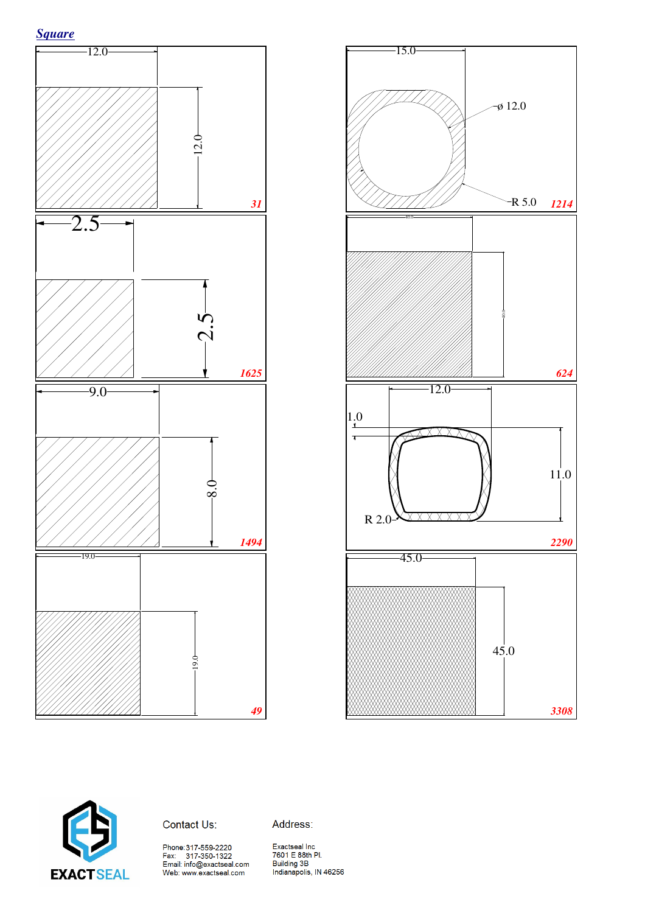## *Square*

12.0

12.0

*31*

15.0

ø 12.0

R 5.0

*1214*

2.5

2.5

*1625*

40.0

40.0

*624*

9.0

8.0

*1494*

12.0

1.0

11.0

R 2.0

*2290*

19.0

19.0

*49*

45.0

45.0

*3308*

EXACTSEAL

Contact Us:

Phone: 317-559-2220
Fax: 317-350-1322
Email: info@exactseal.com
Web: www.exactseal.com

Address:

Exactseal Inc
7601 E 88th Pl.
Building 3B
Indianapolis, IN 46256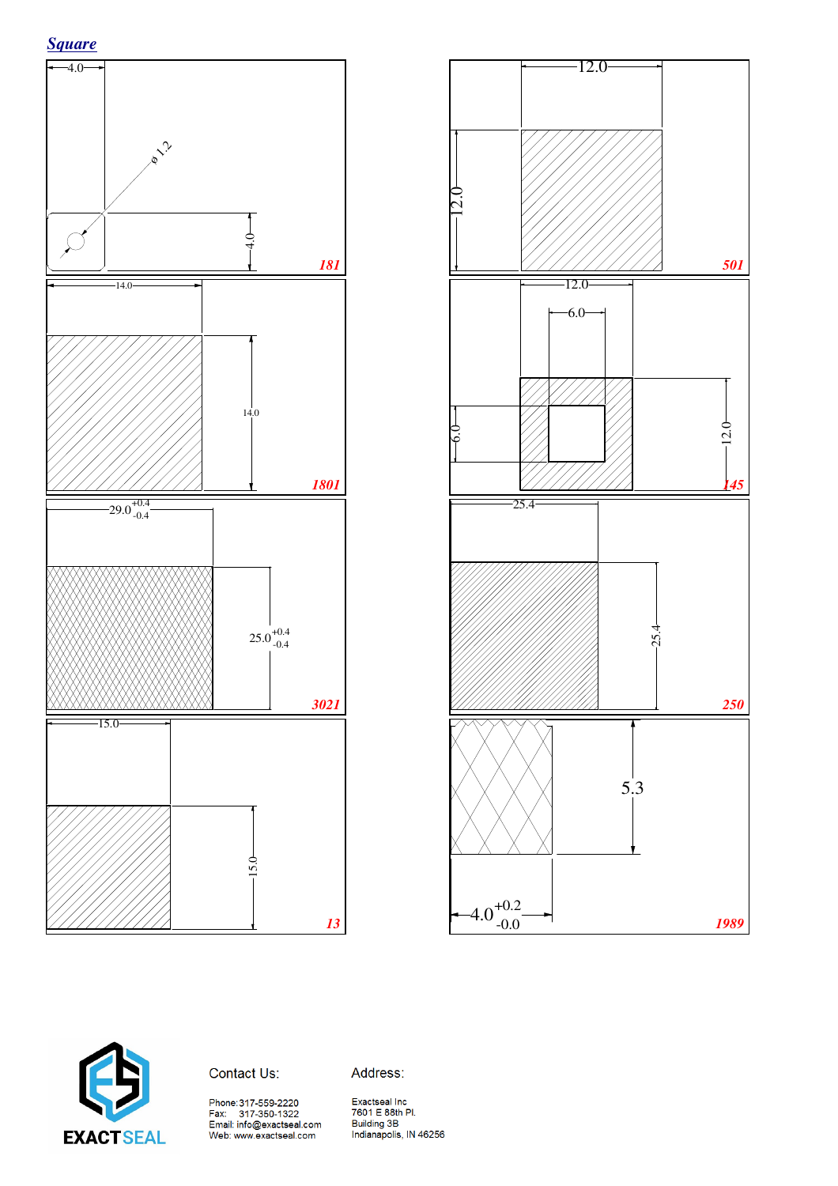## Square

4.0

ø 1.2

4.0

**181**

12.0

12.0

**501**

14.0

14.0

**1801**

12.0

6.0

6.0

12.0

**145**

$29.0^{+0.4}_{-0.4}$

$25.0^{+0.4}_{-0.4}$

**3021**

25.4

25.4

**250**

15.0

15.0

**13**

5.3

$4.0^{+0.2}_{-0.0}$

**1989**

EXACTSEAL

Contact Us:

Phone: 317-559-2220
Fax: 317-350-1322
Email: info@exactseal.com
Web: www.exactseal.com

Address:

Exactseal Inc
7601 E 88th Pl.
Building 3B
Indianapolis, IN 46256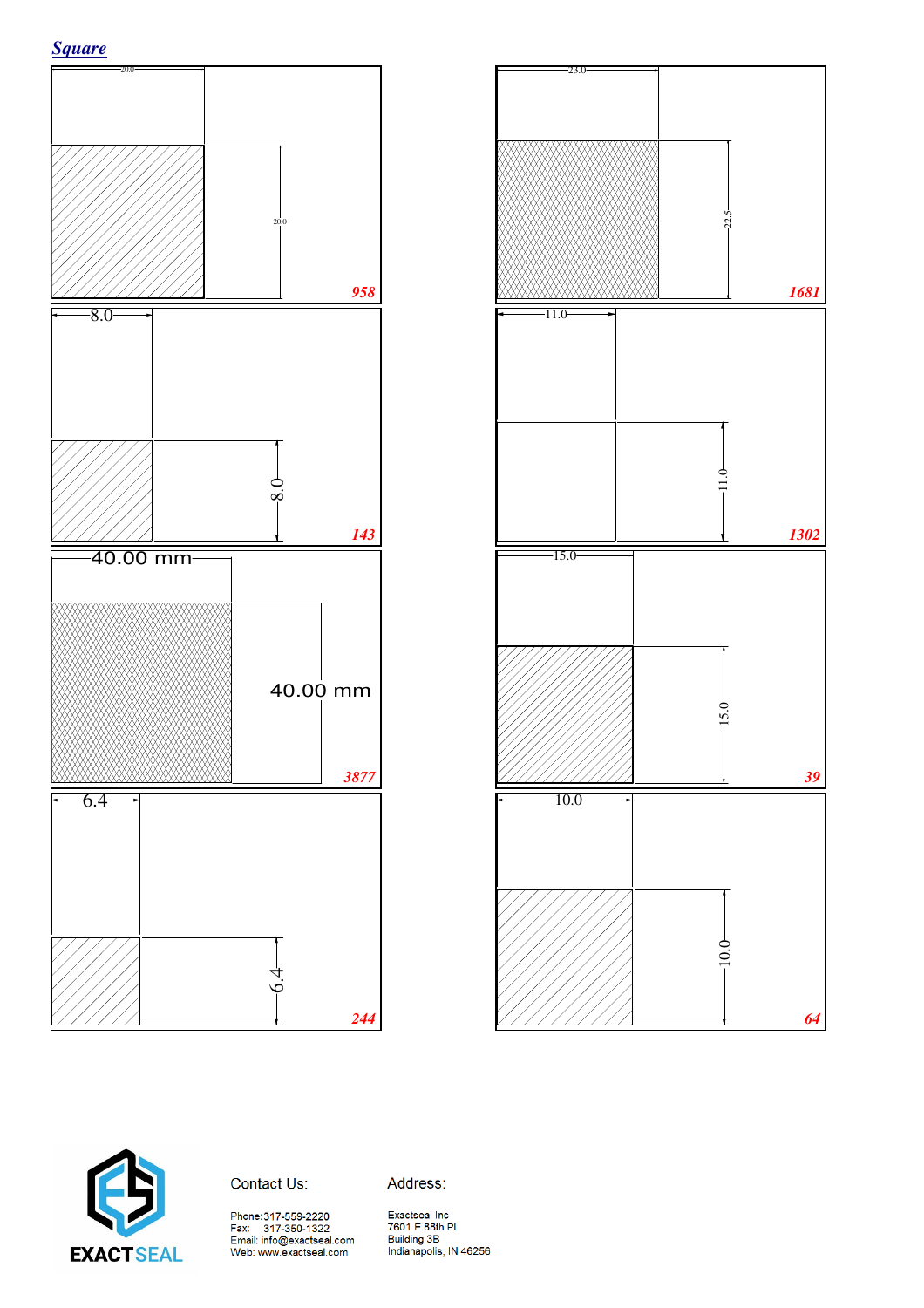## Square

20.0

20.0

958

23.0

22.5

1681

8.0

8.0

143

11.0

11.0

1302

40.00 mm

40.00 mm

3877

15.0

15.0

39

6.4

6.4

244

10.0

10.0

64

EXACTSEAL

Contact Us:

Phone: 317-559-2220
Fax: 317-350-1322
Email: info@exactseal.com
Web: www.exactseal.com

Address:

Exactseal Inc
7601 E 88th Pl.
Building 3B
Indianapolis, IN 46256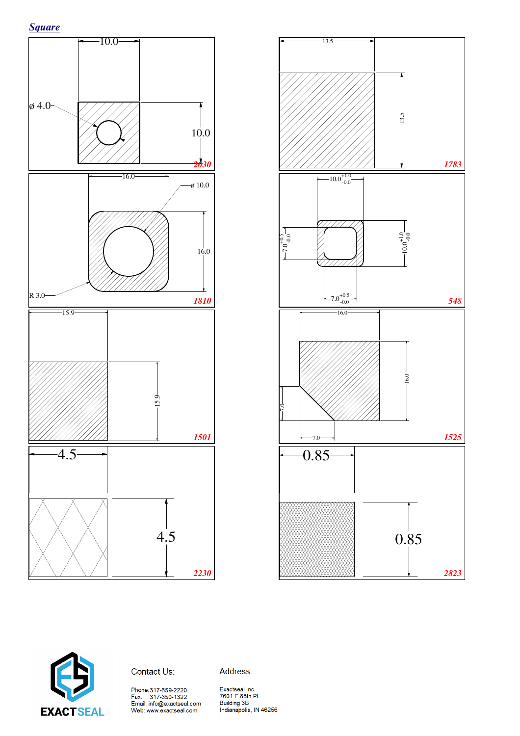## *Square*

10.0

ø 4.0

10.0

*2030*

13.5

13.5

*1783*

16.0

ø 10.0

16.0

R 3.0

*1810*

$10.0^{+1.0}_{-0.0}$

$7.0^{+0.5}_{-0.0}$

$10.0^{+1.0}_{-0.0}$

$7.0^{+0.5}_{-0.0}$

*548*

15.9

15.9

*1501*

16.0

16.0

7.0

7.0

*1525*

4.5

4.5

*2230*

0.85

0.85

*2823*

EXACTSEAL

Contact Us:

Phone: 317-559-2220
Fax: 317-350-1322
Email: info@exactseal.com
Web: www.exactseal.com

Address:

Exactseal Inc
7601 E 88th Pl.
Building 3B
Indianapolis, IN 46256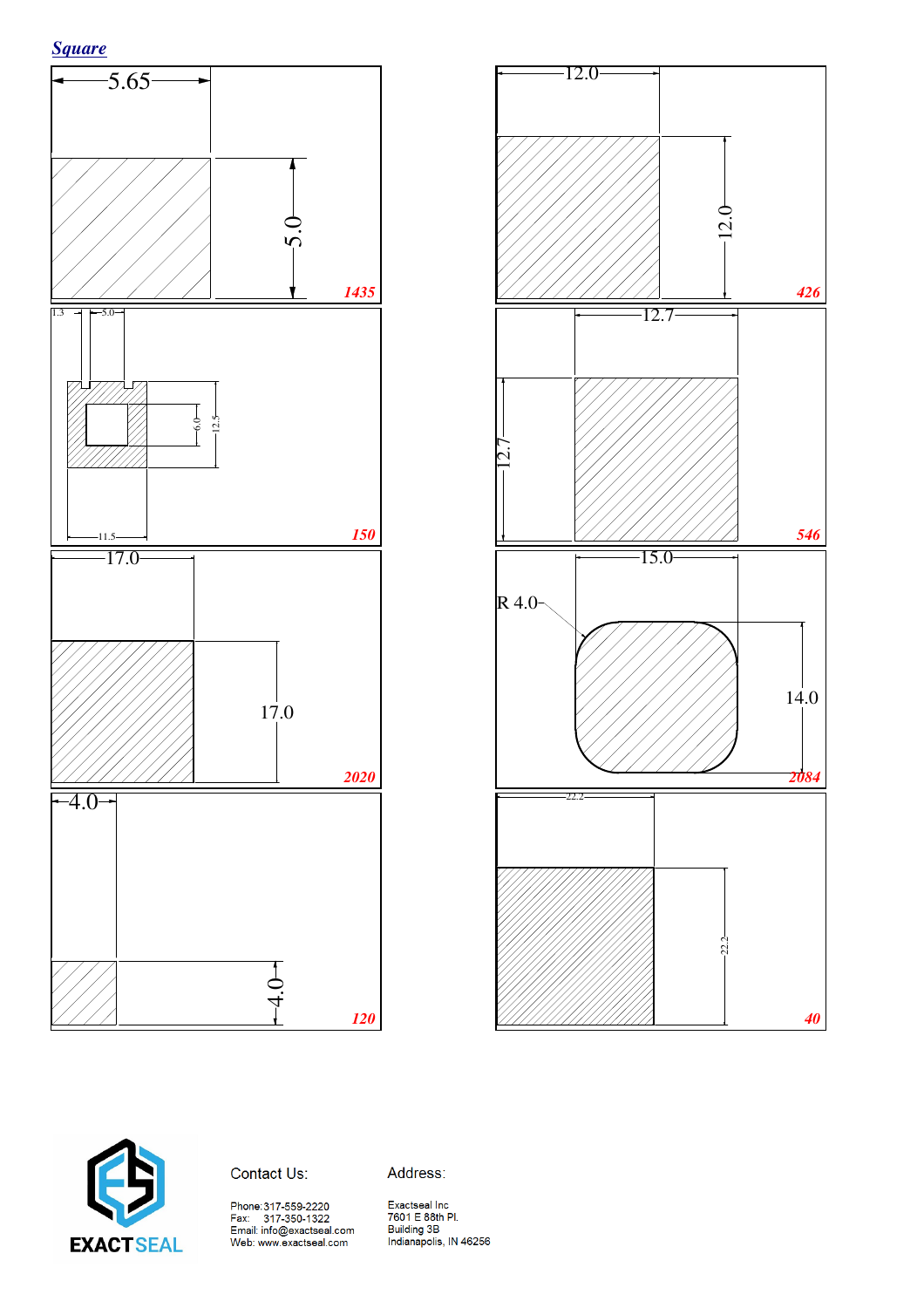## *Square*

5.65

5.0

*1435*

12.0

12.0

*426*

1.3 5.0

6.0

12.5

11.5

*150*

12.7

12.7

*546*

17.0

17.0

*2020*

15.0

R 4.0

14.0

*2084*

4.0

4.0

*120*

22.2

22.2

*40*

EXACTSEAL

Contact Us:

Phone: 317-559-2220
Fax: 317-350-1322
Email: info@exactseal.com
Web: www.exactseal.com

Address:

Exactseal Inc
7601 E 88th Pl.
Building 3B
Indianapolis, IN 46256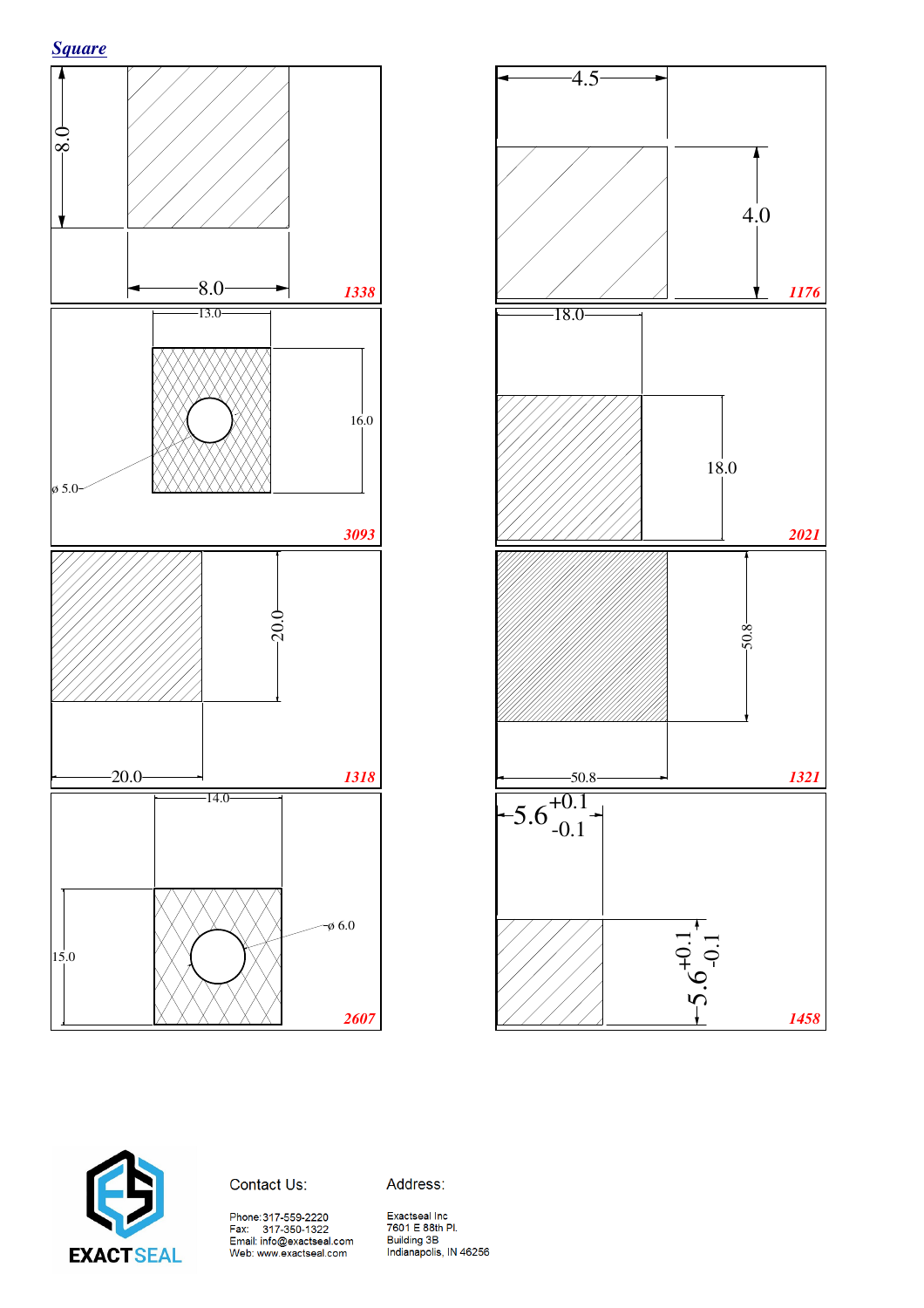## *Square*

8.0

8.0

*1338*

4.5

4.0

*1176*

13.0

16.0

ø 5.0

*3093*

18.0

18.0

*2021*

20.0

20.0

*1318*

50.8

50.8

*1321*

14.0

15.0

ø 6.0

*2607*

$5.6^{+0.1}_{-0.1}$

$5.6^{+0.1}_{-0.1}$

*1458*

EXACTSEAL

Contact Us:

Phone: 317-559-2220
Fax: 317-350-1322
Email: info@exactseal.com
Web: www.exactseal.com

Address:

Exactseal Inc
7601 E 88th Pl.
Building 3B
Indianapolis, IN 46256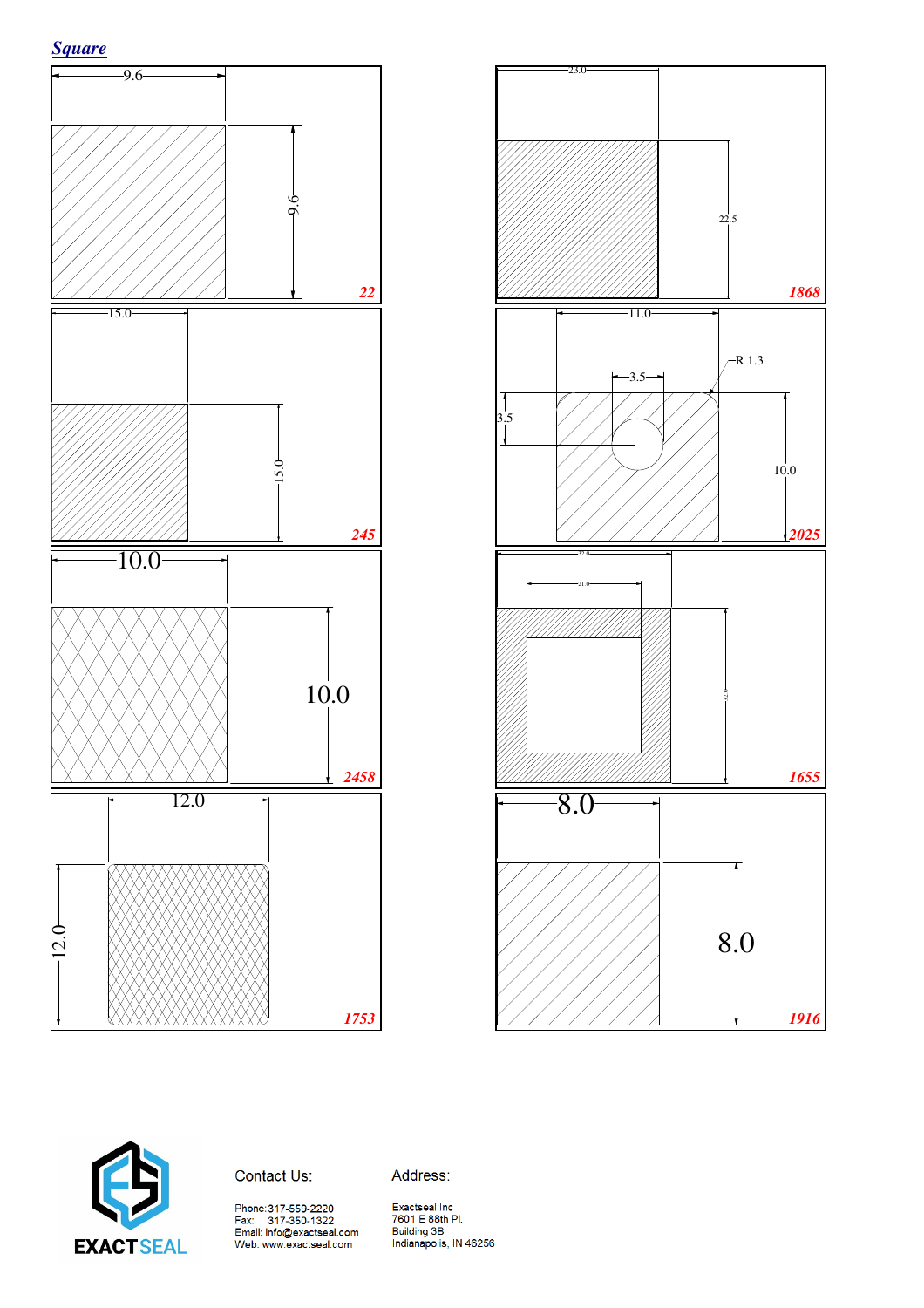## *Square*

9.6

9.6

**22**

23.0

22.5

**1868**

15.0

15.0

**245**

11.0

R 1.3

3.5

3.5

10.0

**2025**

10.0

10.0

**2458**

32.0

21.0

32.0

**1655**

12.0

12.0

**1753**

8.0

8.0

**1916**

EXACTSEAL

Contact Us:

Phone: 317-559-2220
Fax: 317-350-1322
Email: info@exactseal.com
Web: www.exactseal.com

Address:

Exactseal Inc
7601 E 88th Pl.
Building 3B
Indianapolis, IN 46256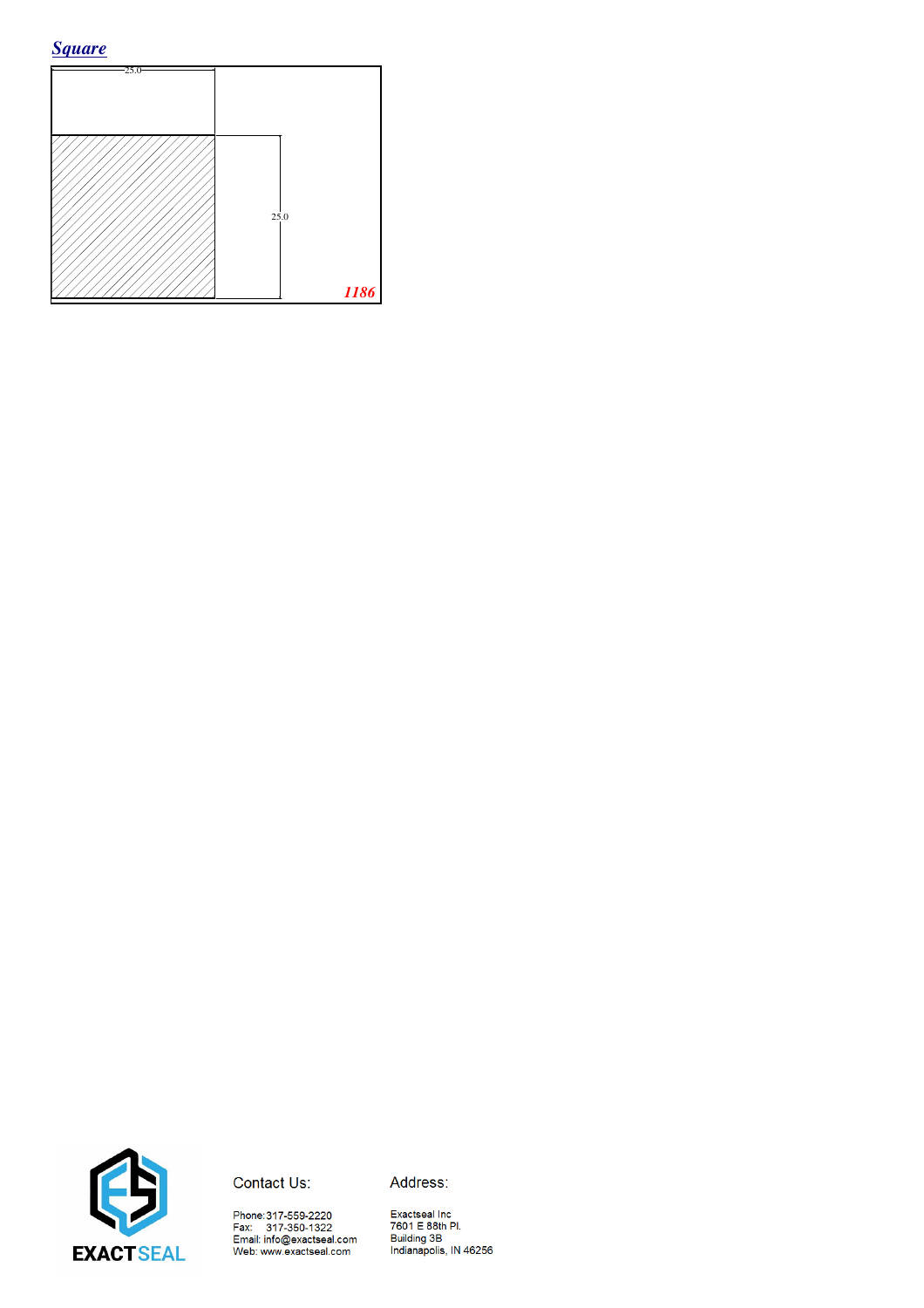## *Square*

25.0

25.0

1186

Contact Us:

Phone: 317-559-2220
Fax: 317-350-1322
Email: info@exactseal.com
Web: www.exactseal.com

Address:

Exactseal Inc
7601 E 88th Pl.
Building 3B
Indianapolis, IN 46256